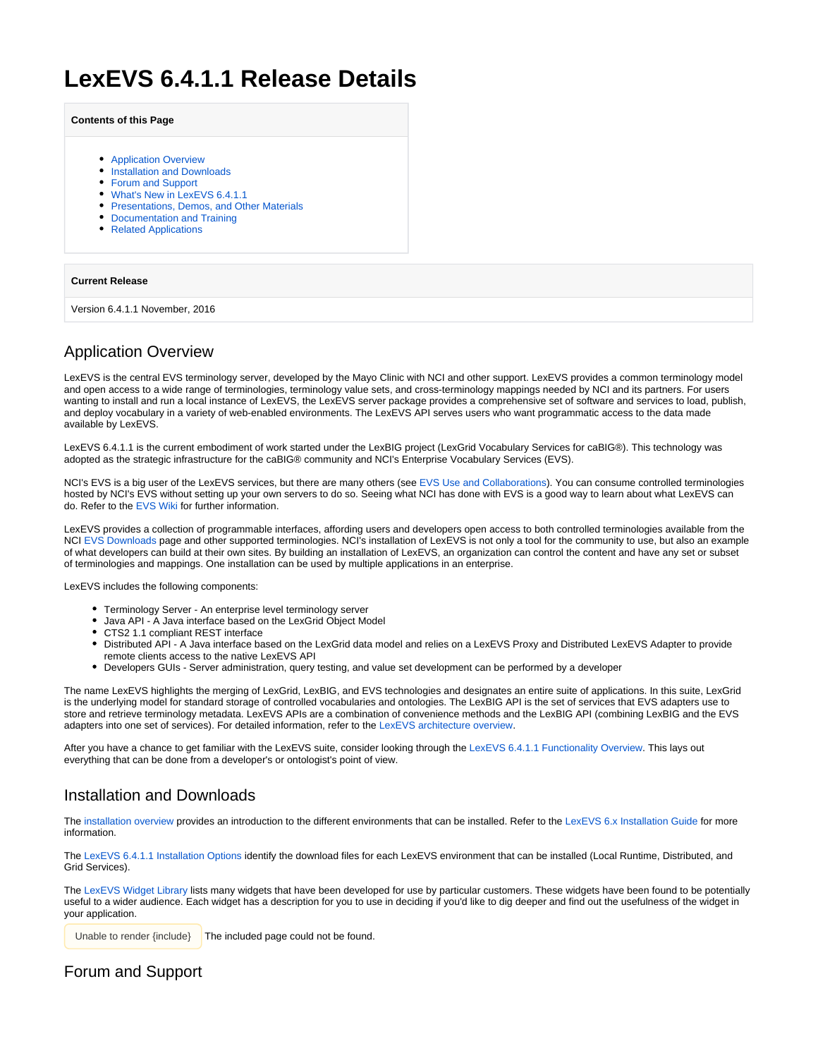# LexEVS 6.4.1.1 Release Details

**Contents of this Page**

- Application Overview
- Installation and Downloads
- Forum and Support
- What's New in LexEVS 6.4.1.1
- Presentations, Demos, and Other Materials
- Documentation and Training
- Related Applications

| **Current Release** |
| --- |
| Version 6.4.1.1 November, 2016 |

## Application Overview

LexEVS is the central EVS terminology server, developed by the Mayo Clinic with NCI and other support. LexEVS provides a common terminology model and open access to a wide range of terminologies, terminology value sets, and cross-terminology mappings needed by NCI and its partners. For users wanting to install and run a local instance of LexEVS, the LexEVS server package provides a comprehensive set of software and services to load, publish, and deploy vocabulary in a variety of web-enabled environments. The LexEVS API serves users who want programmatic access to the data made available by LexEVS.

LexEVS 6.4.1.1 is the current embodiment of work started under the LexBIG project (LexGrid Vocabulary Services for caBIG®). This technology was adopted as the strategic infrastructure for the caBIG® community and NCI's Enterprise Vocabulary Services (EVS).

NCI's EVS is a big user of the LexEVS services, but there are many others (see EVS Use and Collaborations). You can consume controlled terminologies hosted by NCI's EVS without setting up your own servers to do so. Seeing what NCI has done with EVS is a good way to learn about what LexEVS can do. Refer to the EVS Wiki for further information.

LexEVS provides a collection of programmable interfaces, affording users and developers open access to both controlled terminologies available from the NCI EVS Downloads page and other supported terminologies. NCI's installation of LexEVS is not only a tool for the community to use, but also an example of what developers can build at their own sites. By building an installation of LexEVS, an organization can control the content and have any set or subset of terminologies and mappings. One installation can be used by multiple applications in an enterprise.

LexEVS includes the following components:

- Terminology Server - An enterprise level terminology server
- Java API - A Java interface based on the LexGrid Object Model
- CTS2 1.1 compliant REST interface
- Distributed API - A Java interface based on the LexGrid data model and relies on a LexEVS Proxy and Distributed LexEVS Adapter to provide remote clients access to the native LexEVS API
- Developers GUIs - Server administration, query testing, and value set development can be performed by a developer

The name LexEVS highlights the merging of LexGrid, LexBIG, and EVS technologies and designates an entire suite of applications. In this suite, LexGrid is the underlying model for standard storage of controlled vocabularies and ontologies. The LexBIG API is the set of services that EVS adapters use to store and retrieve terminology metadata. LexEVS APIs are a combination of convenience methods and the LexBIG API (combining LexBIG and the EVS adapters into one set of services). For detailed information, refer to the LexEVS architecture overview.

After you have a chance to get familiar with the LexEVS suite, consider looking through the LexEVS 6.4.1.1 Functionality Overview. This lays out everything that can be done from a developer's or ontologist's point of view.

## Installation and Downloads

The installation overview provides an introduction to the different environments that can be installed. Refer to the LexEVS 6.x Installation Guide for more information.

The LexEVS 6.4.1.1 Installation Options identify the download files for each LexEVS environment that can be installed (Local Runtime, Distributed, and Grid Services).

The LexEVS Widget Library lists many widgets that have been developed for use by particular customers. These widgets have been found to be potentially useful to a wider audience. Each widget has a description for you to use in deciding if you'd like to dig deeper and find out the usefulness of the widget in your application.

Unable to render {include} The included page could not be found.

## Forum and Support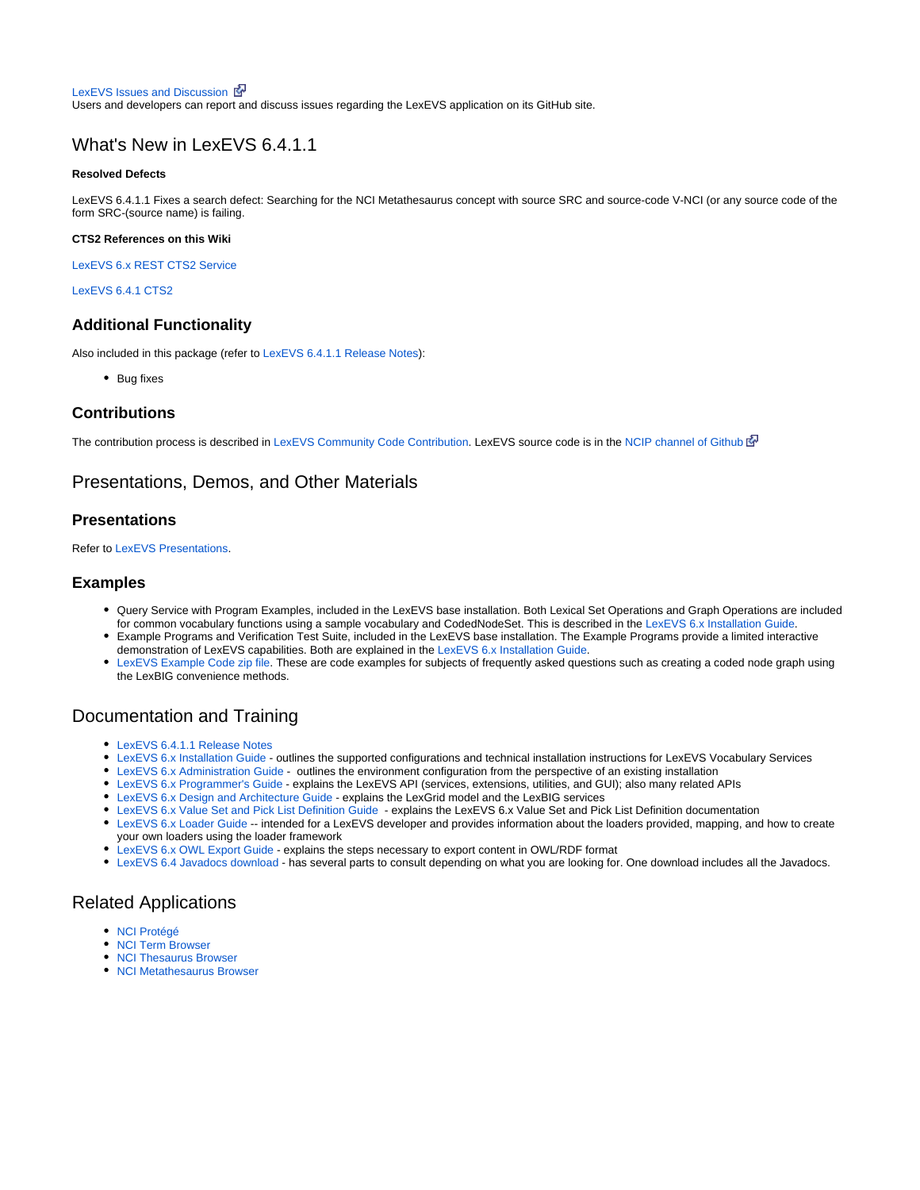LexEVS Issues and Discussion
Users and developers can report and discuss issues regarding the LexEVS application on its GitHub site.

## What's New in LexEVS 6.4.1.1

**Resolved Defects**

LexEVS 6.4.1.1 Fixes a search defect: Searching for the NCI Metathesaurus concept with source SRC and source-code V-NCI (or any source code of the form SRC-(source name) is failing.

**CTS2 References on this Wiki**

LexEVS 6.x REST CTS2 Service

LexEVS 6.4.1 CTS2

### Additional Functionality

Also included in this package (refer to LexEVS 6.4.1.1 Release Notes):

- Bug fixes

### Contributions

The contribution process is described in LexEVS Community Code Contribution. LexEVS source code is in the NCIP channel of Github

## Presentations, Demos, and Other Materials

### Presentations

Refer to LexEVS Presentations.

### Examples

- Query Service with Program Examples, included in the LexEVS base installation. Both Lexical Set Operations and Graph Operations are included for common vocabulary functions using a sample vocabulary and CodedNodeSet. This is described in the LexEVS 6.x Installation Guide.
- Example Programs and Verification Test Suite, included in the LexEVS base installation. The Example Programs provide a limited interactive demonstration of LexEVS capabilities. Both are explained in the LexEVS 6.x Installation Guide.
- LexEVS Example Code zip file. These are code examples for subjects of frequently asked questions such as creating a coded node graph using the LexBIG convenience methods.

## Documentation and Training

- LexEVS 6.4.1.1 Release Notes
- LexEVS 6.x Installation Guide - outlines the supported configurations and technical installation instructions for LexEVS Vocabulary Services
- LexEVS 6.x Administration Guide - outlines the environment configuration from the perspective of an existing installation
- LexEVS 6.x Programmer's Guide - explains the LexEVS API (services, extensions, utilities, and GUI); also many related APIs
- LexEVS 6.x Design and Architecture Guide - explains the LexGrid model and the LexBIG services
- LexEVS 6.x Value Set and Pick List Definition Guide - explains the LexEVS 6.x Value Set and Pick List Definition documentation
- LexEVS 6.x Loader Guide -- intended for a LexEVS developer and provides information about the loaders provided, mapping, and how to create your own loaders using the loader framework
- LexEVS 6.x OWL Export Guide - explains the steps necessary to export content in OWL/RDF format
- LexEVS 6.4 Javadocs download - has several parts to consult depending on what you are looking for. One download includes all the Javadocs.

## Related Applications

- NCI Protégé
- NCI Term Browser
- NCI Thesaurus Browser
- NCI Metathesaurus Browser